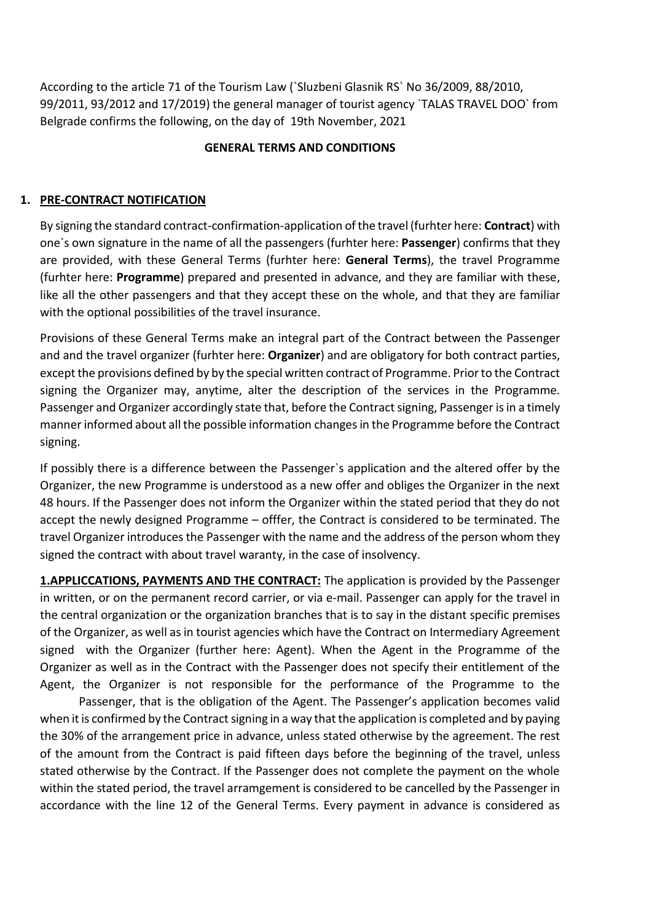According to the article 71 of the Tourism Law (`Sluzbeni Glasnik RS` No 36/2009, 88/2010, 99/2011, 93/2012 and 17/2019) the general manager of tourist agency `TALAS TRAVEL DOO` from Belgrade confirms the following, on the day of 19th November, 2021

**GENERAL TERMS AND CONDITIONS**

## 1. PRE-CONTRACT NOTIFICATION

By signing the standard contract-confirmation-application of the travel (furhter here: **Contract**) with one`s own signature in the name of all the passengers (furhter here: **Passenger**) confirms that they are provided, with these General Terms (furhter here: **General Terms**), the travel Programme (furhter here: **Programme**) prepared and presented in advance, and they are familiar with these, like all the other passengers and that they accept these on the whole, and that they are familiar with the optional possibilities of the travel insurance.

Provisions of these General Terms make an integral part of the Contract between the Passenger and and the travel organizer (furhter here: **Organizer**) and are obligatory for both contract parties, except the provisions defined by by the special written contract of Programme. Prior to the Contract signing the Organizer may, anytime, alter the description of the services in the Programme. Passenger and Organizer accordingly state that, before the Contract signing, Passenger is in a timely manner informed about all the possible information changes in the Programme before the Contract signing.

If possibly there is a difference between the Passenger`s application and the altered offer by the Organizer, the new Programme is understood as a new offer and obliges the Organizer in the next 48 hours. If the Passenger does not inform the Organizer within the stated period that they do not accept the newly designed Programme – offfer, the Contract is considered to be terminated. The travel Organizer introduces the Passenger with the name and the address of the person whom they signed the contract with about travel waranty, in the case of insolvency.

**1.APPLICCATIONS, PAYMENTS AND THE CONTRACT:** The application is provided by the Passenger in written, or on the permanent record carrier, or via e-mail. Passenger can apply for the travel in the central organization or the organization branches that is to say in the distant specific premises of the Organizer, as well as in tourist agencies which have the Contract on Intermediary Agreement signed with the Organizer (further here: Agent). When the Agent in the Programme of the Organizer as well as in the Contract with the Passenger does not specify their entitlement of the Agent, the Organizer is not responsible for the performance of the Programme to the Passenger, that is the obligation of the Agent. The Passenger's application becomes valid when it is confirmed by the Contract signing in a way that the application is completed and by paying the 30% of the arrangement price in advance, unless stated otherwise by the agreement. The rest of the amount from the Contract is paid fifteen days before the beginning of the travel, unless stated otherwise by the Contract. If the Passenger does not complete the payment on the whole within the stated period, the travel arramgement is considered to be cancelled by the Passenger in accordance with the line 12 of the General Terms. Every payment in advance is considered as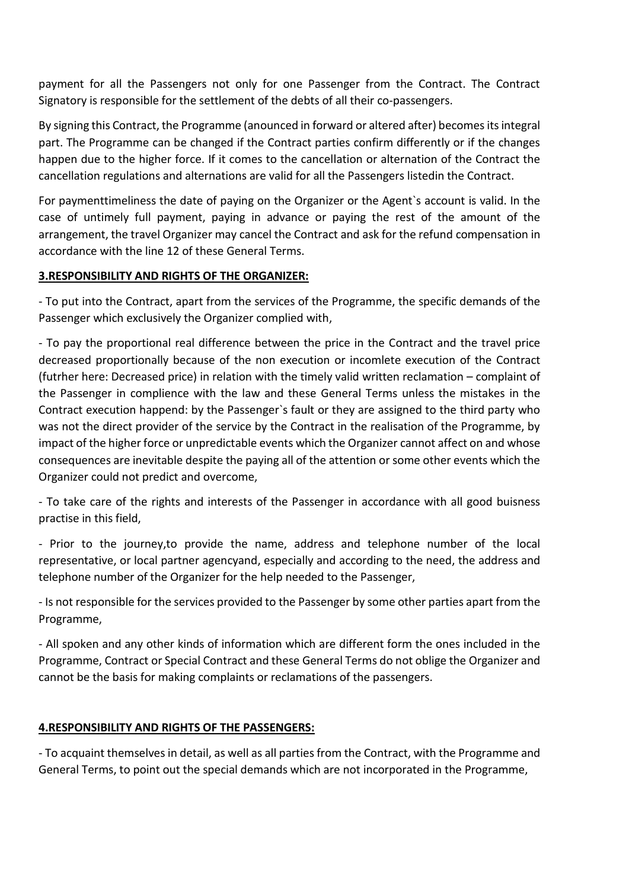payment for all the Passengers not only for one Passenger from the Contract. The Contract Signatory is responsible for the settlement of the debts of all their co-passengers.

By signing this Contract, the Programme (anounced in forward or altered after) becomes its integral part. The Programme can be changed if the Contract parties confirm differently or if the changes happen due to the higher force. If it comes to the cancellation or alternation of the Contract the cancellation regulations and alternations are valid for all the Passengers listedin the Contract.

For paymenttimeliness the date of paying on the Organizer or the Agent`s account is valid. In the case of untimely full payment, paying in advance or paying the rest of the amount of the arrangement, the travel Organizer may cancel the Contract and ask for the refund compensation in accordance with the line 12 of these General Terms.

## 3.RESPONSIBILITY AND RIGHTS OF THE ORGANIZER:

- To put into the Contract, apart from the services of the Programme, the specific demands of the Passenger which exclusively the Organizer complied with,

- To pay the proportional real difference between the price in the Contract and the travel price decreased proportionally because of the non execution or incomlete execution of the Contract (futrher here: Decreased price) in relation with the timely valid written reclamation – complaint of the Passenger in complience with the law and these General Terms unless the mistakes in the Contract execution happend: by the Passenger`s fault or they are assigned to the third party who was not the direct provider of the service by the Contract in the realisation of the Programme, by impact of the higher force or unpredictable events which the Organizer cannot affect on and whose consequences are inevitable despite the paying all of the attention or some other events which the Organizer could not predict and overcome,

- To take care of the rights and interests of the Passenger in accordance with all good buisness practise in this field,

- Prior to the journey,to provide the name, address and telephone number of the local representative, or local partner agencyand, especially and according to the need, the address and telephone number of the Organizer for the help needed to the Passenger,

- Is not responsible for the services provided to the Passenger by some other parties apart from the Programme,

- All spoken and any other kinds of information which are different form the ones included in the Programme, Contract or Special Contract and these General Terms do not oblige the Organizer and cannot be the basis for making complaints or reclamations of the passengers.

## 4.RESPONSIBILITY AND RIGHTS OF THE PASSENGERS:

- To acquaint themselves in detail, as well as all parties from the Contract, with the Programme and General Terms, to point out the special demands which are not incorporated in the Programme,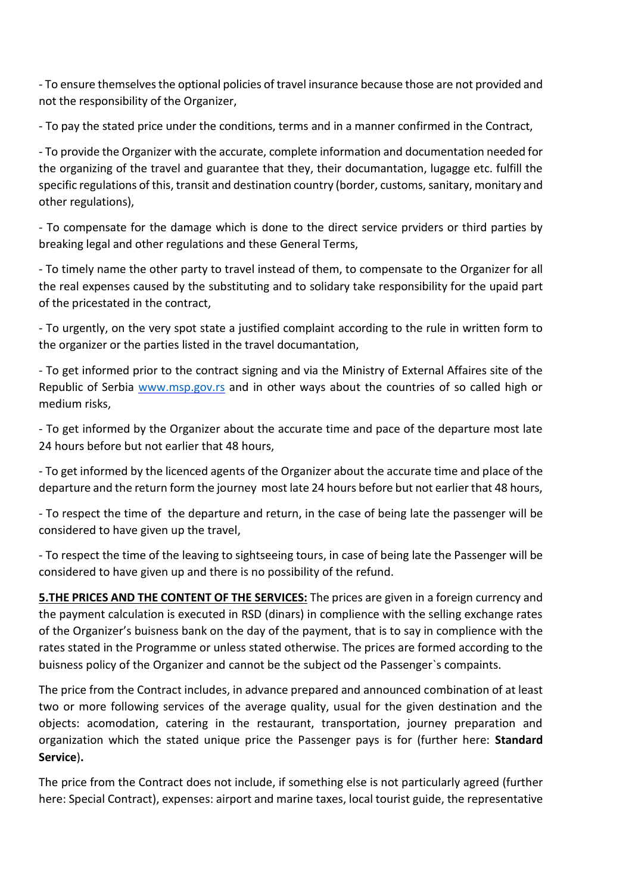- To ensure themselves the optional policies of travel insurance because those are not provided and not the responsibility of the Organizer,

- To pay the stated price under the conditions, terms and in a manner confirmed in the Contract,

- To provide the Organizer with the accurate, complete information and documentation needed for the organizing of the travel and guarantee that they, their documantation, lugagge etc. fulfill the specific regulations of this, transit and destination country (border, customs, sanitary, monitary and other regulations),

- To compensate for the damage which is done to the direct service prviders or third parties by breaking legal and other regulations and these General Terms,

- To timely name the other party to travel instead of them, to compensate to the Organizer for all the real expenses caused by the substituting and to solidary take responsibility for the upaid part of the pricestated in the contract,

- To urgently, on the very spot state a justified complaint according to the rule in written form to the organizer or the parties listed in the travel documantation,

- To get informed prior to the contract signing and via the Ministry of External Affaires site of the Republic of Serbia www.msp.gov.rs and in other ways about the countries of so called high or medium risks,

- To get informed by the Organizer about the accurate time and pace of the departure most late 24 hours before but not earlier that 48 hours,

- To get informed by the licenced agents of the Organizer about the accurate time and place of the departure and the return form the journey most late 24 hours before but not earlier that 48 hours,

- To respect the time of the departure and return, in the case of being late the passenger will be considered to have given up the travel,

- To respect the time of the leaving to sightseeing tours, in case of being late the Passenger will be considered to have given up and there is no possibility of the refund.

**5.THE PRICES AND THE CONTENT OF THE SERVICES:** The prices are given in a foreign currency and the payment calculation is executed in RSD (dinars) in complience with the selling exchange rates of the Organizer's buisness bank on the day of the payment, that is to say in complience with the rates stated in the Programme or unless stated otherwise. The prices are formed according to the buisness policy of the Organizer and cannot be the subject od the Passenger`s compaints.

The price from the Contract includes, in advance prepared and announced combination of at least two or more following services of the average quality, usual for the given destination and the objects: acomodation, catering in the restaurant, transportation, journey preparation and organization which the stated unique price the Passenger pays is for (further here: **Standard Service**).

The price from the Contract does not include, if something else is not particularly agreed (further here: Special Contract), expenses: airport and marine taxes, local tourist guide, the representative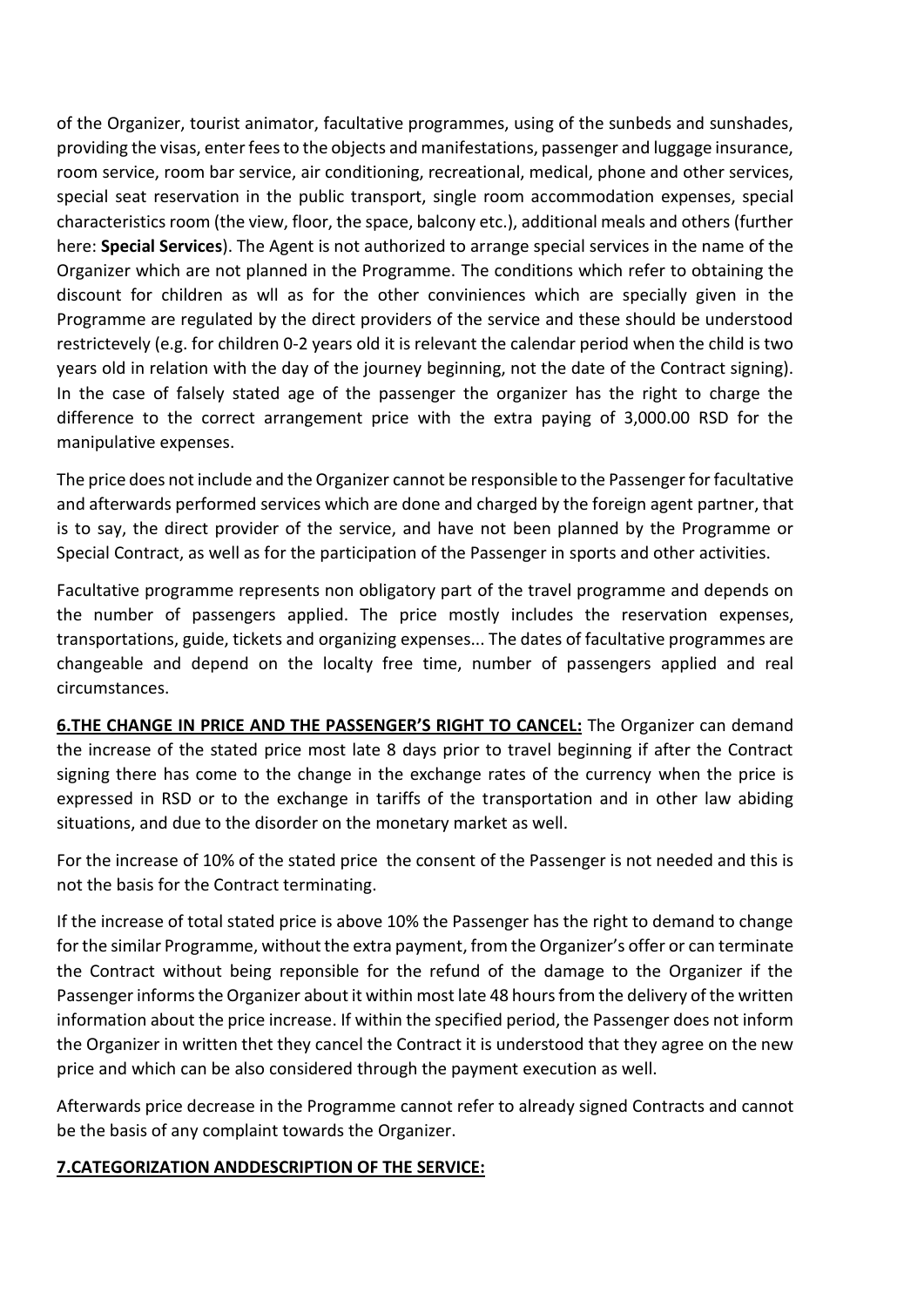of the Organizer, tourist animator, facultative programmes, using of the sunbeds and sunshades, providing the visas, enter fees to the objects and manifestations, passenger and luggage insurance, room service, room bar service, air conditioning, recreational, medical, phone and other services, special seat reservation in the public transport, single room accommodation expenses, special characteristics room (the view, floor, the space, balcony etc.), additional meals and others (further here: **Special Services**). The Agent is not authorized to arrange special services in the name of the Organizer which are not planned in the Programme. The conditions which refer to obtaining the discount for children as wll as for the other conviniences which are specially given in the Programme are regulated by the direct providers of the service and these should be understood restrictevely (e.g. for children 0-2 years old it is relevant the calendar period when the child is two years old in relation with the day of the journey beginning, not the date of the Contract signing). In the case of falsely stated age of the passenger the organizer has the right to charge the difference to the correct arrangement price with the extra paying of 3,000.00 RSD for the manipulative expenses.

The price does not include and the Organizer cannot be responsible to the Passenger for facultative and afterwards performed services which are done and charged by the foreign agent partner, that is to say, the direct provider of the service, and have not been planned by the Programme or Special Contract, as well as for the participation of the Passenger in sports and other activities.

Facultative programme represents non obligatory part of the travel programme and depends on the number of passengers applied. The price mostly includes the reservation expenses, transportations, guide, tickets and organizing expenses... The dates of facultative programmes are changeable and depend on the localty free time, number of passengers applied and real circumstances.

**6.THE CHANGE IN PRICE AND THE PASSENGER'S RIGHT TO CANCEL:** The Organizer can demand the increase of the stated price most late 8 days prior to travel beginning if after the Contract signing there has come to the change in the exchange rates of the currency when the price is expressed in RSD or to the exchange in tariffs of the transportation and in other law abiding situations, and due to the disorder on the monetary market as well.

For the increase of 10% of the stated price the consent of the Passenger is not needed and this is not the basis for the Contract terminating.

If the increase of total stated price is above 10% the Passenger has the right to demand to change for the similar Programme, without the extra payment, from the Organizer's offer or can terminate the Contract without being reponsible for the refund of the damage to the Organizer if the Passenger informs the Organizer about it within most late 48 hours from the delivery of the written information about the price increase. If within the specified period, the Passenger does not inform the Organizer in written thet they cancel the Contract it is understood that they agree on the new price and which can be also considered through the payment execution as well.

Afterwards price decrease in the Programme cannot refer to already signed Contracts and cannot be the basis of any complaint towards the Organizer.

**7.CATEGORIZATION ANDDESCRIPTION OF THE SERVICE:**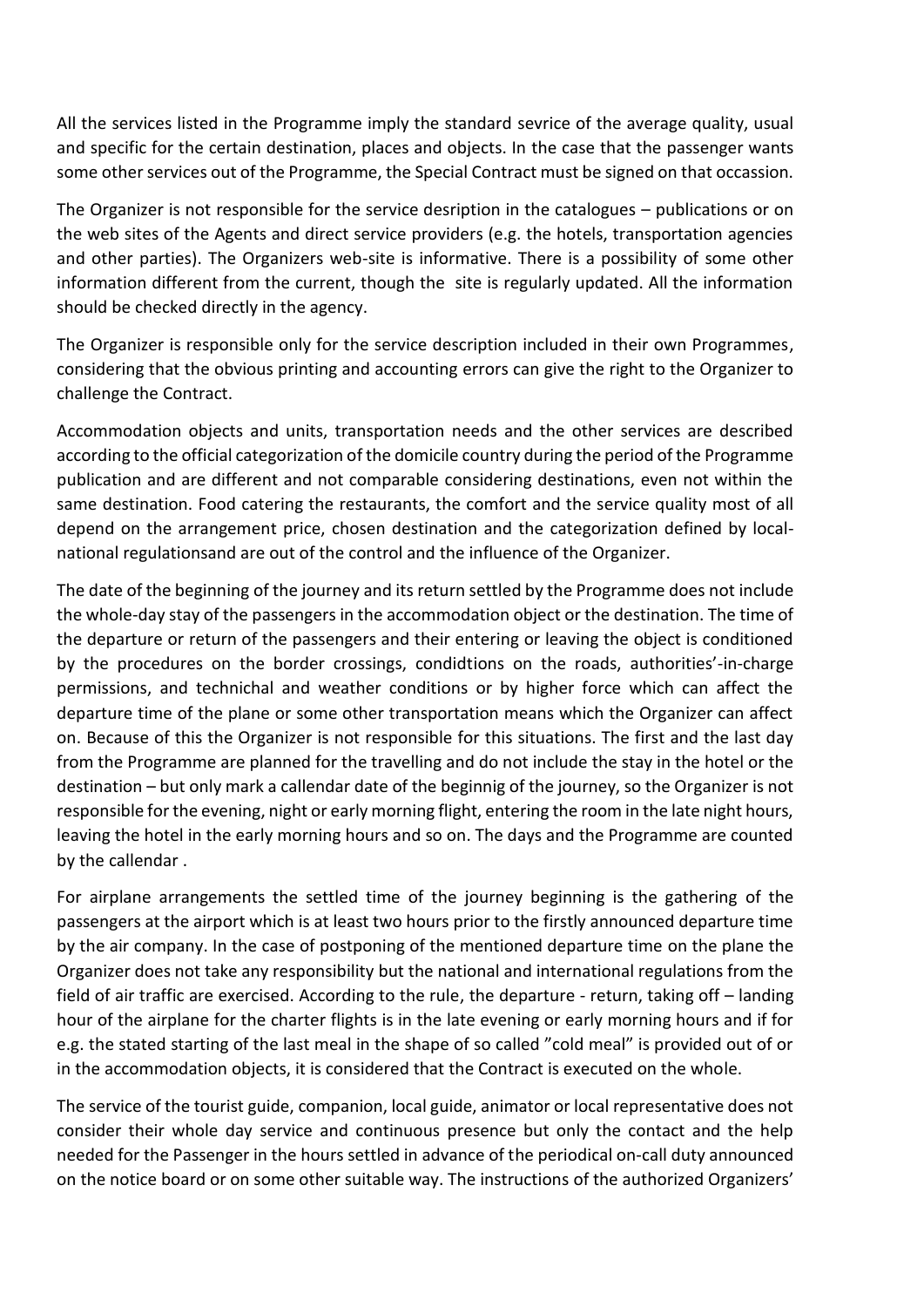All the services listed in the Programme imply the standard sevrice of the average quality, usual and specific for the certain destination, places and objects. In the case that the passenger wants some other services out of the Programme, the Special Contract must be signed on that occassion.

The Organizer is not responsible for the service desription in the catalogues – publications or on the web sites of the Agents and direct service providers (e.g. the hotels, transportation agencies and other parties). The Organizers web-site is informative. There is a possibility of some other information different from the current, though the site is regularly updated. All the information should be checked directly in the agency.

The Organizer is responsible only for the service description included in their own Programmes, considering that the obvious printing and accounting errors can give the right to the Organizer to challenge the Contract.

Accommodation objects and units, transportation needs and the other services are described according to the official categorization of the domicile country during the period of the Programme publication and are different and not comparable considering destinations, even not within the same destination. Food catering the restaurants, the comfort and the service quality most of all depend on the arrangement price, chosen destination and the categorization defined by local-national regulationsand are out of the control and the influence of the Organizer.

The date of the beginning of the journey and its return settled by the Programme does not include the whole-day stay of the passengers in the accommodation object or the destination. The time of the departure or return of the passengers and their entering or leaving the object is conditioned by the procedures on the border crossings, condidtions on the roads, authorities'-in-charge permissions, and technichal and weather conditions or by higher force which can affect the departure time of the plane or some other transportation means which the Organizer can affect on. Because of this the Organizer is not responsible for this situations. The first and the last day from the Programme are planned for the travelling and do not include the stay in the hotel or the destination – but only mark a callendar date of the beginnig of the journey, so the Organizer is not responsible for the evening, night or early morning flight, entering the room in the late night hours, leaving the hotel in the early morning hours and so on. The days and the Programme are counted by the callendar .

For airplane arrangements the settled time of the journey beginning is the gathering of the passengers at the airport which is at least two hours prior to the firstly announced departure time by the air company. In the case of postponing of the mentioned departure time on the plane the Organizer does not take any responsibility but the national and international regulations from the field of air traffic are exercised. According to the rule, the departure - return, taking off – landing hour of the airplane for the charter flights is in the late evening or early morning hours and if for e.g. the stated starting of the last meal in the shape of so called "cold meal" is provided out of or in the accommodation objects, it is considered that the Contract is executed on the whole.

The service of the tourist guide, companion, local guide, animator or local representative does not consider their whole day service and continuous presence but only the contact and the help needed for the Passenger in the hours settled in advance of the periodical on-call duty announced on the notice board or on some other suitable way. The instructions of the authorized Organizers'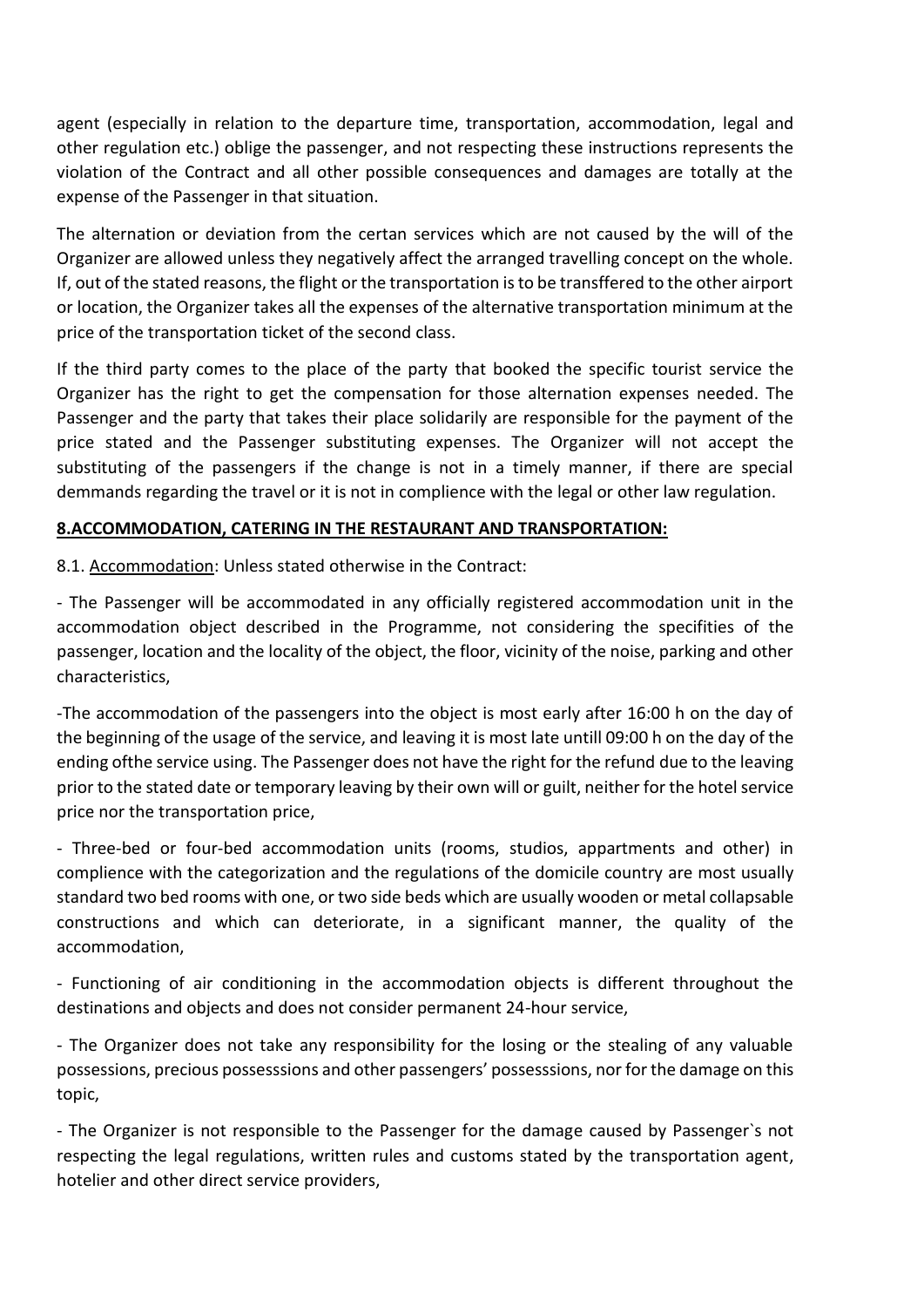agent (especially in relation to the departure time, transportation, accommodation, legal and other regulation etc.) oblige the passenger, and not respecting these instructions represents the violation of the Contract and all other possible consequences and damages are totally at the expense of the Passenger in that situation.

The alternation or deviation from the certan services which are not caused by the will of the Organizer are allowed unless they negatively affect the arranged travelling concept on the whole. If, out of the stated reasons, the flight or the transportation is to be transffered to the other airport or location, the Organizer takes all the expenses of the alternative transportation minimum at the price of the transportation ticket of the second class.

If the third party comes to the place of the party that booked the specific tourist service the Organizer has the right to get the compensation for those alternation expenses needed. The Passenger and the party that takes their place solidarily are responsible for the payment of the price stated and the Passenger substituting expenses. The Organizer will not accept the substituting of the passengers if the change is not in a timely manner, if there are special demmands regarding the travel or it is not in complience with the legal or other law regulation.

## 8.ACCOMMODATION, CATERING IN THE RESTAURANT AND TRANSPORTATION:

8.1. Accommodation: Unless stated otherwise in the Contract:

- The Passenger will be accommodated in any officially registered accommodation unit in the accommodation object described in the Programme, not considering the specifities of the passenger, location and the locality of the object, the floor, vicinity of the noise, parking and other characteristics,

-The accommodation of the passengers into the object is most early after 16:00 h on the day of the beginning of the usage of the service, and leaving it is most late untill 09:00 h on the day of the ending ofthe service using. The Passenger does not have the right for the refund due to the leaving prior to the stated date or temporary leaving by their own will or guilt, neither for the hotel service price nor the transportation price,

- Three-bed or four-bed accommodation units (rooms, studios, appartments and other) in complience with the categorization and the regulations of the domicile country are most usually standard two bed rooms with one, or two side beds which are usually wooden or metal collapsable constructions and which can deteriorate, in a significant manner, the quality of the accommodation,

- Functioning of air conditioning in the accommodation objects is different throughout the destinations and objects and does not consider permanent 24-hour service,

- The Organizer does not take any responsibility for the losing or the stealing of any valuable possessions, precious possesssions and other passengers' possesssions, nor for the damage on this topic,

- The Organizer is not responsible to the Passenger for the damage caused by Passenger`s not respecting the legal regulations, written rules and customs stated by the transportation agent, hotelier and other direct service providers,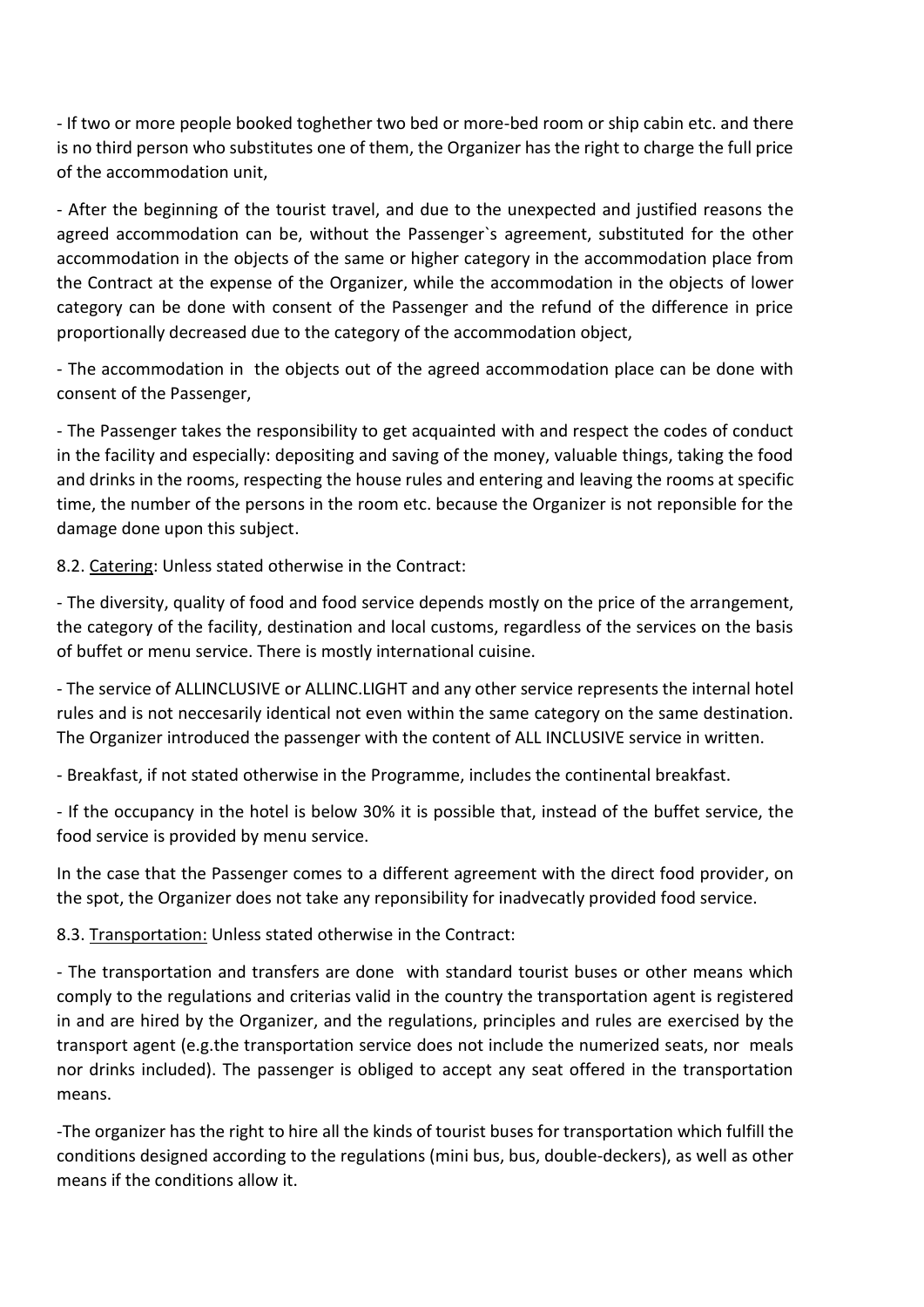- If two or more people booked toghether two bed or more-bed room or ship cabin etc. and there is no third person who substitutes one of them, the Organizer has the right to charge the full price of the accommodation unit,

- After the beginning of the tourist travel, and due to the unexpected and justified reasons the agreed accommodation can be, without the Passenger`s agreement, substituted for the other accommodation in the objects of the same or higher category in the accommodation place from the Contract at the expense of the Organizer, while the accommodation in the objects of lower category can be done with consent of the Passenger and the refund of the difference in price proportionally decreased due to the category of the accommodation object,

- The accommodation in the objects out of the agreed accommodation place can be done with consent of the Passenger,

- The Passenger takes the responsibility to get acquainted with and respect the codes of conduct in the facility and especially: depositing and saving of the money, valuable things, taking the food and drinks in the rooms, respecting the house rules and entering and leaving the rooms at specific time, the number of the persons in the room etc. because the Organizer is not reponsible for the damage done upon this subject.

8.2. <u>Catering</u>: Unless stated otherwise in the Contract:

- The diversity, quality of food and food service depends mostly on the price of the arrangement, the category of the facility, destination and local customs, regardless of the services on the basis of buffet or menu service. There is mostly international cuisine.

- The service of ALLINCLUSIVE or ALLINC.LIGHT and any other service represents the internal hotel rules and is not neccesarily identical not even within the same category on the same destination. The Organizer introduced the passenger with the content of ALL INCLUSIVE service in written.

- Breakfast, if not stated otherwise in the Programme, includes the continental breakfast.

- If the occupancy in the hotel is below 30% it is possible that, instead of the buffet service, the food service is provided by menu service.

In the case that the Passenger comes to a different agreement with the direct food provider, on the spot, the Organizer does not take any reponsibility for inadvecatly provided food service.

8.3. <u>Transportation:</u> Unless stated otherwise in the Contract:

- The transportation and transfers are done with standard tourist buses or other means which comply to the regulations and criterias valid in the country the transportation agent is registered in and are hired by the Organizer, and the regulations, principles and rules are exercised by the transport agent (e.g.the transportation service does not include the numerized seats, nor meals nor drinks included). The passenger is obliged to accept any seat offered in the transportation means.

-The organizer has the right to hire all the kinds of tourist buses for transportation which fulfill the conditions designed according to the regulations (mini bus, bus, double-deckers), as well as other means if the conditions allow it.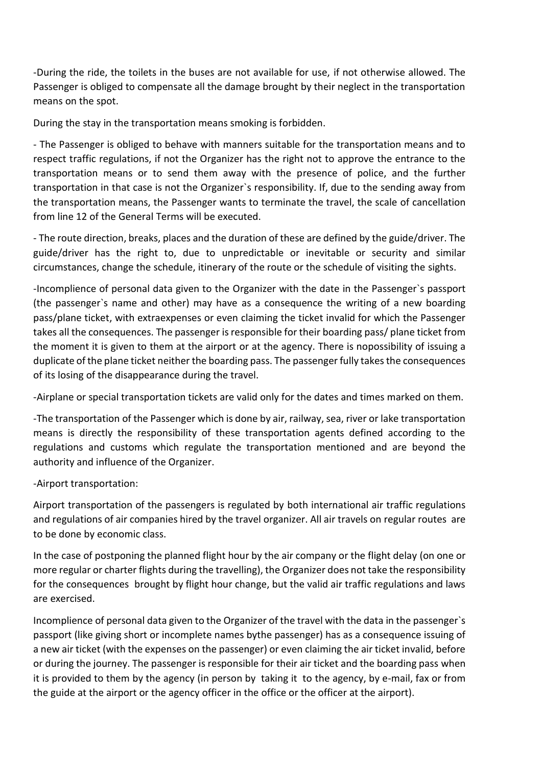-During the ride, the toilets in the buses are not available for use, if not otherwise allowed. The Passenger is obliged to compensate all the damage brought by their neglect in the transportation means on the spot.

During the stay in the transportation means smoking is forbidden.

- The Passenger is obliged to behave with manners suitable for the transportation means and to respect traffic regulations, if not the Organizer has the right not to approve the entrance to the transportation means or to send them away with the presence of police, and the further transportation in that case is not the Organizer`s responsibility. If, due to the sending away from the transportation means, the Passenger wants to terminate the travel, the scale of cancellation from line 12 of the General Terms will be executed.

- The route direction, breaks, places and the duration of these are defined by the guide/driver. The guide/driver has the right to, due to unpredictable or inevitable or security and similar circumstances, change the schedule, itinerary of the route or the schedule of visiting the sights.

-Incomplience of personal data given to the Organizer with the date in the Passenger`s passport (the passenger`s name and other) may have as a consequence the writing of a new boarding pass/plane ticket, with extraexpenses or even claiming the ticket invalid for which the Passenger takes all the consequences. The passenger is responsible for their boarding pass/ plane ticket from the moment it is given to them at the airport or at the agency. There is nopossibility of issuing a duplicate of the plane ticket neither the boarding pass. The passenger fully takes the consequences of its losing of the disappearance during the travel.

-Airplane or special transportation tickets are valid only for the dates and times marked on them.

-The transportation of the Passenger which is done by air, railway, sea, river or lake transportation means is directly the responsibility of these transportation agents defined according to the regulations and customs which regulate the transportation mentioned and are beyond the authority and influence of the Organizer.

-Airport transportation:

Airport transportation of the passengers is regulated by both international air traffic regulations and regulations of air companies hired by the travel organizer. All air travels on regular routes are to be done by economic class.

In the case of postponing the planned flight hour by the air company or the flight delay (on one or more regular or charter flights during the travelling), the Organizer does not take the responsibility for the consequences brought by flight hour change, but the valid air traffic regulations and laws are exercised.

Incomplience of personal data given to the Organizer of the travel with the data in the passenger`s passport (like giving short or incomplete names bythe passenger) has as a consequence issuing of a new air ticket (with the expenses on the passenger) or even claiming the air ticket invalid, before or during the journey. The passenger is responsible for their air ticket and the boarding pass when it is provided to them by the agency (in person by taking it to the agency, by e-mail, fax or from the guide at the airport or the agency officer in the office or the officer at the airport).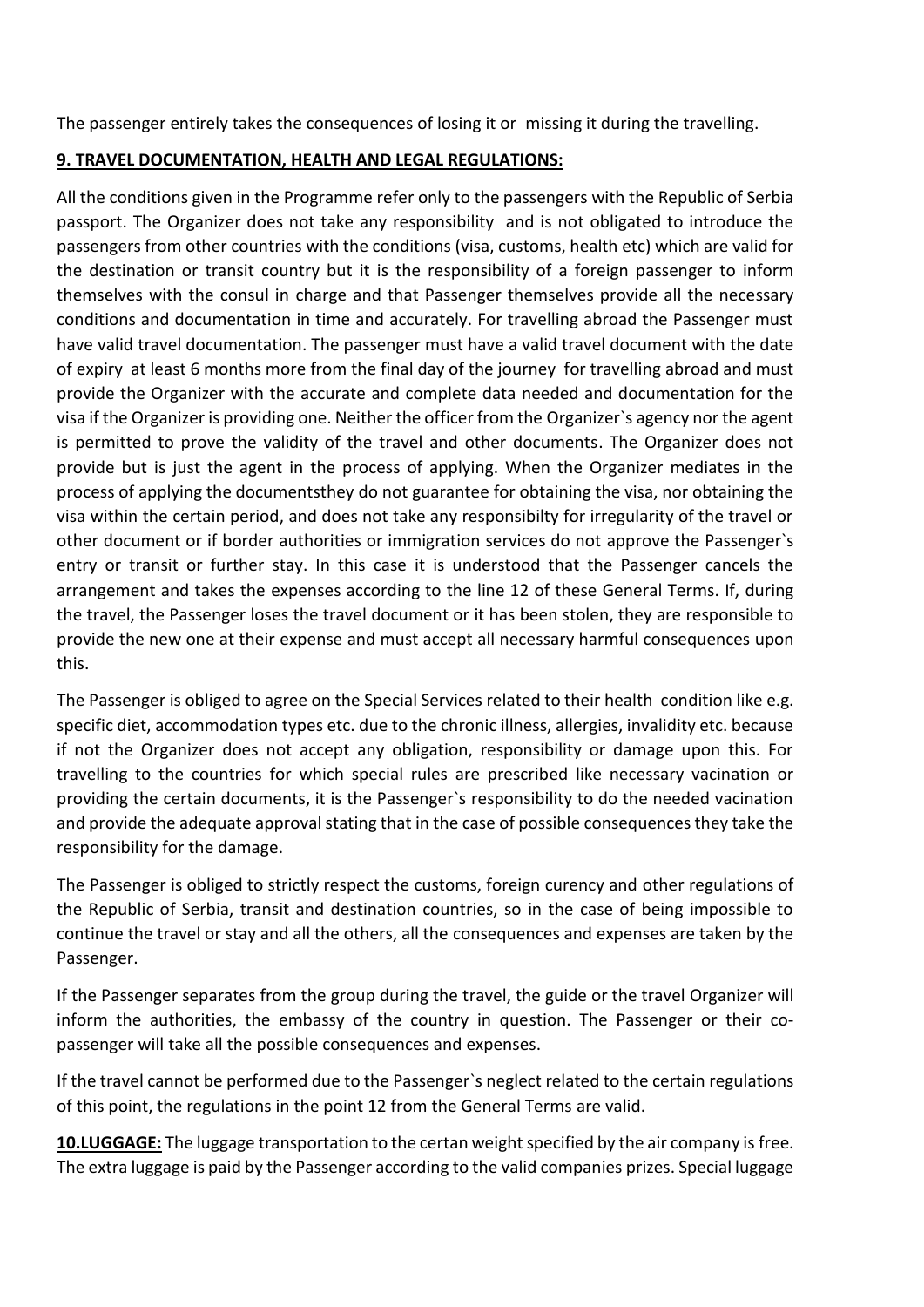The passenger entirely takes the consequences of losing it or missing it during the travelling.

**9. TRAVEL DOCUMENTATION, HEALTH AND LEGAL REGULATIONS:**

All the conditions given in the Programme refer only to the passengers with the Republic of Serbia passport. The Organizer does not take any responsibility and is not obligated to introduce the passengers from other countries with the conditions (visa, customs, health etc) which are valid for the destination or transit country but it is the responsibility of a foreign passenger to inform themselves with the consul in charge and that Passenger themselves provide all the necessary conditions and documentation in time and accurately. For travelling abroad the Passenger must have valid travel documentation. The passenger must have a valid travel document with the date of expiry at least 6 months more from the final day of the journey for travelling abroad and must provide the Organizer with the accurate and complete data needed and documentation for the visa if the Organizer is providing one. Neither the officer from the Organizer`s agency nor the agent is permitted to prove the validity of the travel and other documents. The Organizer does not provide but is just the agent in the process of applying. When the Organizer mediates in the process of applying the documentsthey do not guarantee for obtaining the visa, nor obtaining the visa within the certain period, and does not take any responsibilty for irregularity of the travel or other document or if border authorities or immigration services do not approve the Passenger`s entry or transit or further stay. In this case it is understood that the Passenger cancels the arrangement and takes the expenses according to the line 12 of these General Terms. If, during the travel, the Passenger loses the travel document or it has been stolen, they are responsible to provide the new one at their expense and must accept all necessary harmful consequences upon this.

The Passenger is obliged to agree on the Special Services related to their health condition like e.g. specific diet, accommodation types etc. due to the chronic illness, allergies, invalidity etc. because if not the Organizer does not accept any obligation, responsibility or damage upon this. For travelling to the countries for which special rules are prescribed like necessary vacination or providing the certain documents, it is the Passenger`s responsibility to do the needed vacination and provide the adequate approval stating that in the case of possible consequences they take the responsibility for the damage.

The Passenger is obliged to strictly respect the customs, foreign curency and other regulations of the Republic of Serbia, transit and destination countries, so in the case of being impossible to continue the travel or stay and all the others, all the consequences and expenses are taken by the Passenger.

If the Passenger separates from the group during the travel, the guide or the travel Organizer will inform the authorities, the embassy of the country in question. The Passenger or their co-passenger will take all the possible consequences and expenses.

If the travel cannot be performed due to the Passenger`s neglect related to the certain regulations of this point, the regulations in the point 12 from the General Terms are valid.

**10.LUGGAGE:** The luggage transportation to the certan weight specified by the air company is free. The extra luggage is paid by the Passenger according to the valid companies prizes. Special luggage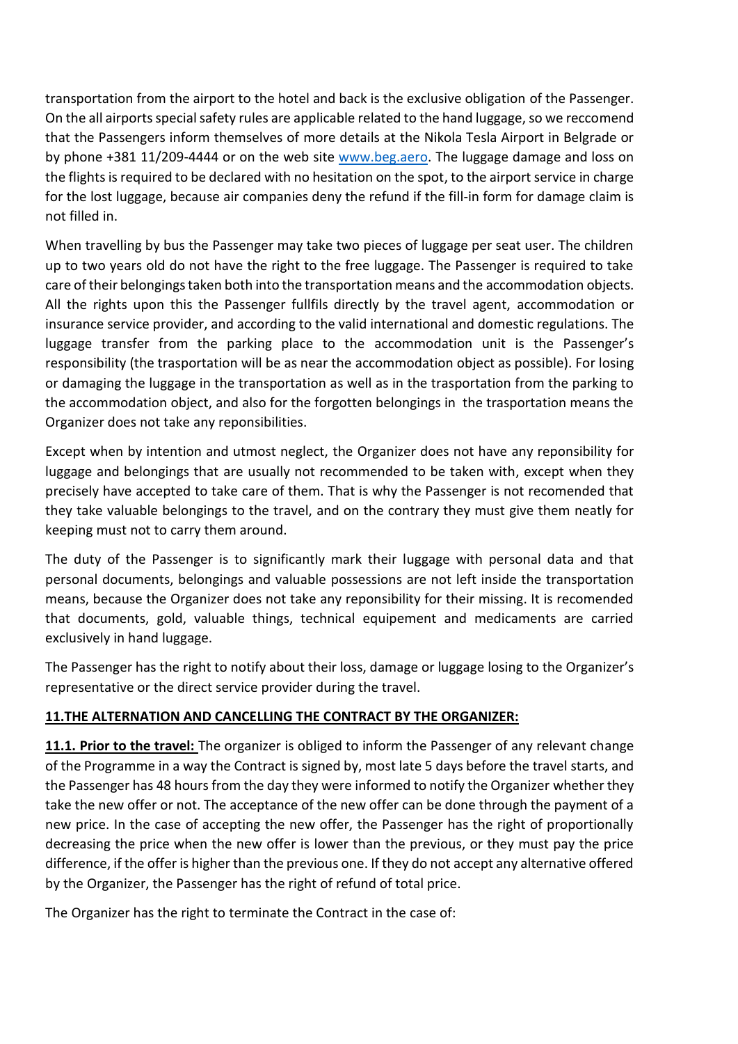transportation from the airport to the hotel and back is the exclusive obligation of the Passenger. On the all airports special safety rules are applicable related to the hand luggage, so we reccomend that the Passengers inform themselves of more details at the Nikola Tesla Airport in Belgrade or by phone +381 11/209-4444 or on the web site www.beg.aero. The luggage damage and loss on the flights is required to be declared with no hesitation on the spot, to the airport service in charge for the lost luggage, because air companies deny the refund if the fill-in form for damage claim is not filled in.

When travelling by bus the Passenger may take two pieces of luggage per seat user. The children up to two years old do not have the right to the free luggage. The Passenger is required to take care of their belongings taken both into the transportation means and the accommodation objects. All the rights upon this the Passenger fullfils directly by the travel agent, accommodation or insurance service provider, and according to the valid international and domestic regulations. The luggage transfer from the parking place to the accommodation unit is the Passenger's responsibility (the trasportation will be as near the accommodation object as possible). For losing or damaging the luggage in the transportation as well as in the trasportation from the parking to the accommodation object, and also for the forgotten belongings in the trasportation means the Organizer does not take any reponsibilities.

Except when by intention and utmost neglect, the Organizer does not have any reponsibility for luggage and belongings that are usually not recommended to be taken with, except when they precisely have accepted to take care of them. That is why the Passenger is not recomended that they take valuable belongings to the travel, and on the contrary they must give them neatly for keeping must not to carry them around.

The duty of the Passenger is to significantly mark their luggage with personal data and that personal documents, belongings and valuable possessions are not left inside the transportation means, because the Organizer does not take any reponsibility for their missing. It is recomended that documents, gold, valuable things, technical equipement and medicaments are carried exclusively in hand luggage.

The Passenger has the right to notify about their loss, damage or luggage losing to the Organizer's representative or the direct service provider during the travel.

## 11.THE ALTERNATION AND CANCELLING THE CONTRACT BY THE ORGANIZER:

**11.1. Prior to the travel:** The organizer is obliged to inform the Passenger of any relevant change of the Programme in a way the Contract is signed by, most late 5 days before the travel starts, and the Passenger has 48 hours from the day they were informed to notify the Organizer whether they take the new offer or not. The acceptance of the new offer can be done through the payment of a new price. In the case of accepting the new offer, the Passenger has the right of proportionally decreasing the price when the new offer is lower than the previous, or they must pay the price difference, if the offer is higher than the previous one. If they do not accept any alternative offered by the Organizer, the Passenger has the right of refund of total price.

The Organizer has the right to terminate the Contract in the case of: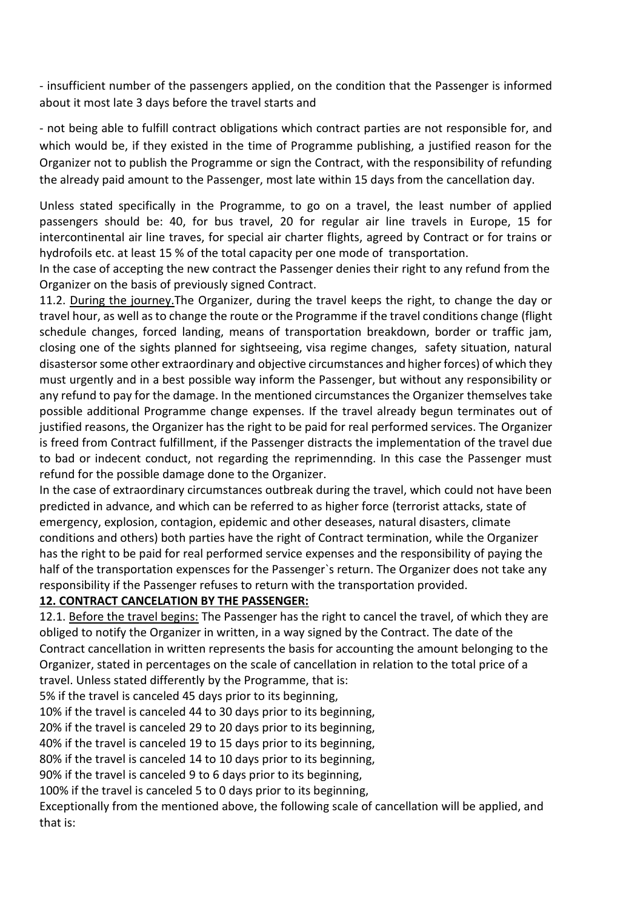- insufficient number of the passengers applied, on the condition that the Passenger is informed about it most late 3 days before the travel starts and

- not being able to fulfill contract obligations which contract parties are not responsible for, and which would be, if they existed in the time of Programme publishing, a justified reason for the Organizer not to publish the Programme or sign the Contract, with the responsibility of refunding the already paid amount to the Passenger, most late within 15 days from the cancellation day.

Unless stated specifically in the Programme, to go on a travel, the least number of applied passengers should be: 40, for bus travel, 20 for regular air line travels in Europe, 15 for intercontinental air line traves, for special air charter flights, agreed by Contract or for trains or hydrofoils etc. at least 15 % of the total capacity per one mode of transportation.

In the case of accepting the new contract the Passenger denies their right to any refund from the Organizer on the basis of previously signed Contract.

11.2. <u>During the journey.</u>The Organizer, during the travel keeps the right, to change the day or travel hour, as well as to change the route or the Programme if the travel conditions change (flight schedule changes, forced landing, means of transportation breakdown, border or traffic jam, closing one of the sights planned for sightseeing, visa regime changes, safety situation, natural disastersor some other extraordinary and objective circumstances and higher forces) of which they must urgently and in a best possible way inform the Passenger, but without any responsibility or any refund to pay for the damage. In the mentioned circumstances the Organizer themselves take possible additional Programme change expenses. If the travel already begun terminates out of justified reasons, the Organizer has the right to be paid for real performed services. The Organizer is freed from Contract fulfillment, if the Passenger distracts the implementation of the travel due to bad or indecent conduct, not regarding the reprimennding. In this case the Passenger must refund for the possible damage done to the Organizer.

In the case of extraordinary circumstances outbreak during the travel, which could not have been predicted in advance, and which can be referred to as higher force (terrorist attacks, state of emergency, explosion, contagion, epidemic and other deseases, natural disasters, climate conditions and others) both parties have the right of Contract termination, while the Organizer has the right to be paid for real performed service expenses and the responsibility of paying the half of the transportation expensces for the Passenger`s return. The Organizer does not take any responsibility if the Passenger refuses to return with the transportation provided.

**12. CONTRACT CANCELATION BY THE PASSENGER:**

12.1. <u>Before the travel begins:</u> The Passenger has the right to cancel the travel, of which they are obliged to notify the Organizer in written, in a way signed by the Contract. The date of the Contract cancellation in written represents the basis for accounting the amount belonging to the Organizer, stated in percentages on the scale of cancellation in relation to the total price of a travel. Unless stated differently by the Programme, that is:

5% if the travel is canceled 45 days prior to its beginning,
10% if the travel is canceled 44 to 30 days prior to its beginning,
20% if the travel is canceled 29 to 20 days prior to its beginning,
40% if the travel is canceled 19 to 15 days prior to its beginning,
80% if the travel is canceled 14 to 10 days prior to its beginning,
90% if the travel is canceled 9 to 6 days prior to its beginning,
100% if the travel is canceled 5 to 0 days prior to its beginning,

Exceptionally from the mentioned above, the following scale of cancellation will be applied, and that is: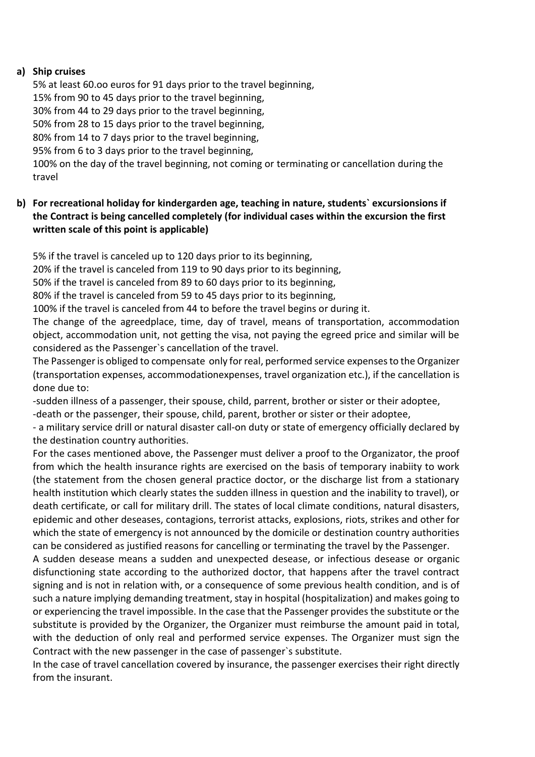**a) Ship cruises**

5% at least 60.oo euros for 91 days prior to the travel beginning,
15% from 90 to 45 days prior to the travel beginning,
30% from 44 to 29 days prior to the travel beginning,
50% from 28 to 15 days prior to the travel beginning,
80% from 14 to 7 days prior to the travel beginning,
95% from 6 to 3 days prior to the travel beginning,
100% on the day of the travel beginning, not coming or terminating or cancellation during the travel

**b) For recreational holiday for kindergarden age, teaching in nature, students` excursionsions if the Contract is being cancelled completely (for individual cases within the excursion the first written scale of this point is applicable)**

5% if the travel is canceled up to 120 days prior to its beginning,
20% if the travel is canceled from 119 to 90 days prior to its beginning,
50% if the travel is canceled from 89 to 60 days prior to its beginning,
80% if the travel is canceled from 59 to 45 days prior to its beginning,
100% if the travel is canceled from 44 to before the travel begins or during it.

The change of the agreedplace, time, day of travel, means of transportation, accommodation object, accommodation unit, not getting the visa, not paying the egreed price and similar will be considered as the Passenger`s cancellation of the travel.

The Passenger is obliged to compensate only for real, performed service expenses to the Organizer (transportation expenses, accommodationexpenses, travel organization etc.), if the cancellation is done due to:

-sudden illness of a passenger, their spouse, child, parrent, brother or sister or their adoptee,
-death or the passenger, their spouse, child, parent, brother or sister or their adoptee,
- a military service drill or natural disaster call-on duty or state of emergency officially declared by the destination country authorities.

For the cases mentioned above, the Passenger must deliver a proof to the Organizator, the proof from which the health insurance rights are exercised on the basis of temporary inabiity to work (the statement from the chosen general practice doctor, or the discharge list from a stationary health institution which clearly states the sudden illness in question and the inability to travel), or death certificate, or call for military drill. The states of local climate conditions, natural disasters, epidemic and other deseases, contagions, terrorist attacks, explosions, riots, strikes and other for which the state of emergency is not announced by the domicile or destination country authorities can be considered as justified reasons for cancelling or terminating the travel by the Passenger.

A sudden desease means a sudden and unexpected desease, or infectious desease or organic disfunctioning state according to the authorized doctor, that happens after the travel contract signing and is not in relation with, or a consequence of some previous health condition, and is of such a nature implying demanding treatment, stay in hospital (hospitalization) and makes going to or experiencing the travel impossible. In the case that the Passenger provides the substitute or the substitute is provided by the Organizer, the Organizer must reimburse the amount paid in total, with the deduction of only real and performed service expenses. The Organizer must sign the Contract with the new passenger in the case of passenger`s substitute.

In the case of travel cancellation covered by insurance, the passenger exercises their right directly from the insurant.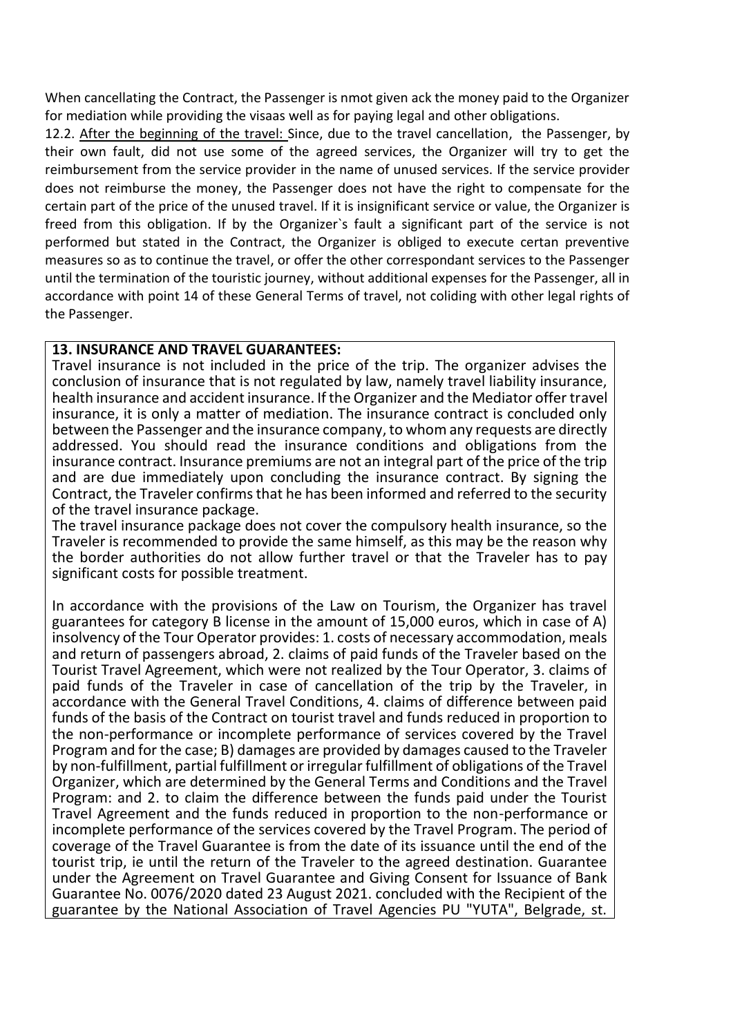When cancellating the Contract, the Passenger is nmot given ack the money paid to the Organizer for mediation while providing the visaas well as for paying legal and other obligations.

12.2. After the beginning of the travel: Since, due to the travel cancellation, the Passenger, by their own fault, did not use some of the agreed services, the Organizer will try to get the reimbursement from the service provider in the name of unused services. If the service provider does not reimburse the money, the Passenger does not have the right to compensate for the certain part of the price of the unused travel. If it is insignificant service or value, the Organizer is freed from this obligation. If by the Organizer`s fault a significant part of the service is not performed but stated in the Contract, the Organizer is obliged to execute certan preventive measures so as to continue the travel, or offer the other correspondant services to the Passenger until the termination of the touristic journey, without additional expenses for the Passenger, all in accordance with point 14 of these General Terms of travel, not coliding with other legal rights of the Passenger.

**13. INSURANCE AND TRAVEL GUARANTEES:**

Travel insurance is not included in the price of the trip. The organizer advises the conclusion of insurance that is not regulated by law, namely travel liability insurance, health insurance and accident insurance. If the Organizer and the Mediator offer travel insurance, it is only a matter of mediation. The insurance contract is concluded only between the Passenger and the insurance company, to whom any requests are directly addressed. You should read the insurance conditions and obligations from the insurance contract. Insurance premiums are not an integral part of the price of the trip and are due immediately upon concluding the insurance contract. By signing the Contract, the Traveler confirms that he has been informed and referred to the security of the travel insurance package.

The travel insurance package does not cover the compulsory health insurance, so the Traveler is recommended to provide the same himself, as this may be the reason why the border authorities do not allow further travel or that the Traveler has to pay significant costs for possible treatment.

In accordance with the provisions of the Law on Tourism, the Organizer has travel guarantees for category B license in the amount of 15,000 euros, which in case of A) insolvency of the Tour Operator provides: 1. costs of necessary accommodation, meals and return of passengers abroad, 2. claims of paid funds of the Traveler based on the Tourist Travel Agreement, which were not realized by the Tour Operator, 3. claims of paid funds of the Traveler in case of cancellation of the trip by the Traveler, in accordance with the General Travel Conditions, 4. claims of difference between paid funds of the basis of the Contract on tourist travel and funds reduced in proportion to the non-performance or incomplete performance of services covered by the Travel Program and for the case; B) damages are provided by damages caused to the Traveler by non-fulfillment, partial fulfillment or irregular fulfillment of obligations of the Travel Organizer, which are determined by the General Terms and Conditions and the Travel Program: and 2. to claim the difference between the funds paid under the Tourist Travel Agreement and the funds reduced in proportion to the non-performance or incomplete performance of the services covered by the Travel Program. The period of coverage of the Travel Guarantee is from the date of its issuance until the end of the tourist trip, ie until the return of the Traveler to the agreed destination. Guarantee under the Agreement on Travel Guarantee and Giving Consent for Issuance of Bank Guarantee No. 0076/2020 dated 23 August 2021. concluded with the Recipient of the guarantee by the National Association of Travel Agencies PU "YUTA", Belgrade, st.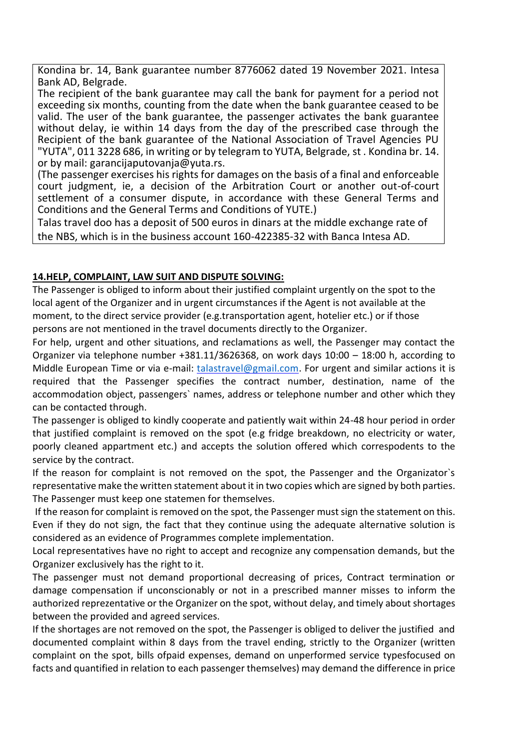Kondina br. 14, Bank guarantee number 8776062 dated 19 November 2021. Intesa Bank AD, Belgrade.

The recipient of the bank guarantee may call the bank for payment for a period not exceeding six months, counting from the date when the bank guarantee ceased to be valid. The user of the bank guarantee, the passenger activates the bank guarantee without delay, ie within 14 days from the day of the prescribed case through the Recipient of the bank guarantee of the National Association of Travel Agencies PU "YUTA", 011 3228 686, in writing or by telegram to YUTA, Belgrade, st . Kondina br. 14. or by mail: garancijaputovanja@yuta.rs.

(The passenger exercises his rights for damages on the basis of a final and enforceable court judgment, ie, a decision of the Arbitration Court or another out-of-court settlement of a consumer dispute, in accordance with these General Terms and Conditions and the General Terms and Conditions of YUTE.)

Talas travel doo has a deposit of 500 euros in dinars at the middle exchange rate of the NBS, which is in the business account 160-422385-32 with Banca Intesa AD.

**14.HELP, COMPLAINT, LAW SUIT AND DISPUTE SOLVING:**

The Passenger is obliged to inform about their justified complaint urgently on the spot to the local agent of the Organizer and in urgent circumstances if the Agent is not available at the moment, to the direct service provider (e.g.transportation agent, hotelier etc.) or if those persons are not mentioned in the travel documents directly to the Organizer.

For help, urgent and other situations, and reclamations as well, the Passenger may contact the Organizer via telephone number +381.11/3626368, on work days 10:00 – 18:00 h, according to Middle European Time or via e-mail: talastravel@gmail.com. For urgent and similar actions it is required that the Passenger specifies the contract number, destination, name of the accommodation object, passengers` names, address or telephone number and other which they can be contacted through.

The passenger is obliged to kindly cooperate and patiently wait within 24-48 hour period in order that justified complaint is removed on the spot (e.g fridge breakdown, no electricity or water, poorly cleaned appartment etc.) and accepts the solution offered which correspodents to the service by the contract.

If the reason for complaint is not removed on the spot, the Passenger and the Organizator`s representative make the written statement about it in two copies which are signed by both parties. The Passenger must keep one statemen for themselves.

If the reason for complaint is removed on the spot, the Passenger must sign the statement on this. Even if they do not sign, the fact that they continue using the adequate alternative solution is considered as an evidence of Programmes complete implementation.

Local representatives have no right to accept and recognize any compensation demands, but the Organizer exclusively has the right to it.

The passenger must not demand proportional decreasing of prices, Contract termination or damage compensation if unconscionably or not in a prescribed manner misses to inform the authorized reprezentative or the Organizer on the spot, without delay, and timely about shortages between the provided and agreed services.

If the shortages are not removed on the spot, the Passenger is obliged to deliver the justified and documented complaint within 8 days from the travel ending, strictly to the Organizer (written complaint on the spot, bills ofpaid expenses, demand on unperformed service typesfocused on facts and quantified in relation to each passenger themselves) may demand the difference in price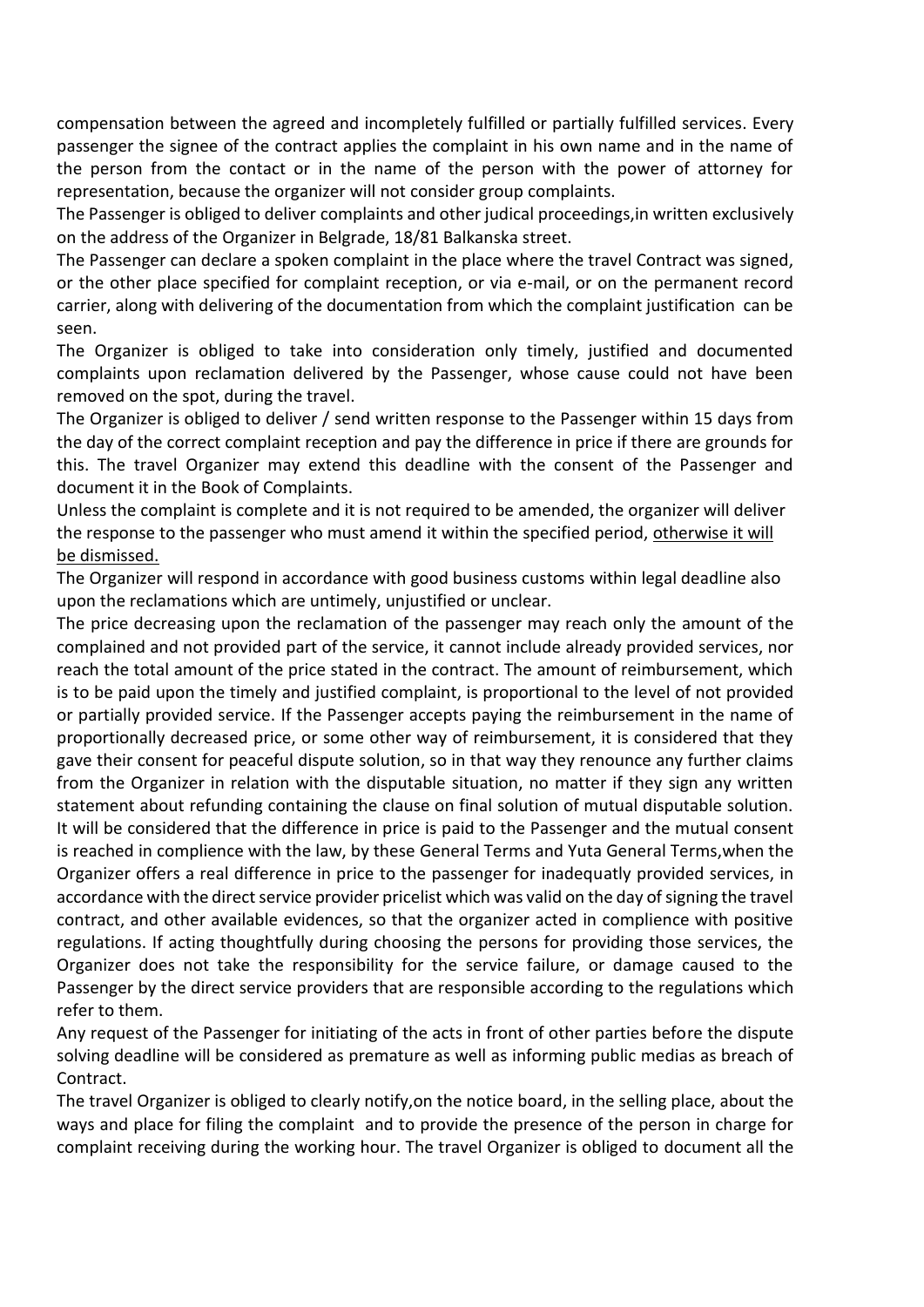compensation between the agreed and incompletely fulfilled or partially fulfilled services. Every passenger the signee of the contract applies the complaint in his own name and in the name of the person from the contact or in the name of the person with the power of attorney for representation, because the organizer will not consider group complaints.

The Passenger is obliged to deliver complaints and other judical proceedings,in written exclusively on the address of the Organizer in Belgrade, 18/81 Balkanska street.

The Passenger can declare a spoken complaint in the place where the travel Contract was signed, or the other place specified for complaint reception, or via e-mail, or on the permanent record carrier, along with delivering of the documentation from which the complaint justification can be seen.

The Organizer is obliged to take into consideration only timely, justified and documented complaints upon reclamation delivered by the Passenger, whose cause could not have been removed on the spot, during the travel.

The Organizer is obliged to deliver / send written response to the Passenger within 15 days from the day of the correct complaint reception and pay the difference in price if there are grounds for this. The travel Organizer may extend this deadline with the consent of the Passenger and document it in the Book of Complaints.

Unless the complaint is complete and it is not required to be amended, the organizer will deliver the response to the passenger who must amend it within the specified period, <u>otherwise it will be dismissed.</u>

The Organizer will respond in accordance with good business customs within legal deadline also upon the reclamations which are untimely, unjustified or unclear.

The price decreasing upon the reclamation of the passenger may reach only the amount of the complained and not provided part of the service, it cannot include already provided services, nor reach the total amount of the price stated in the contract. The amount of reimbursement, which is to be paid upon the timely and justified complaint, is proportional to the level of not provided or partially provided service. If the Passenger accepts paying the reimbursement in the name of proportionally decreased price, or some other way of reimbursement, it is considered that they gave their consent for peaceful dispute solution, so in that way they renounce any further claims from the Organizer in relation with the disputable situation, no matter if they sign any written statement about refunding containing the clause on final solution of mutual disputable solution. It will be considered that the difference in price is paid to the Passenger and the mutual consent is reached in complience with the law, by these General Terms and Yuta General Terms,when the Organizer offers a real difference in price to the passenger for inadequatly provided services, in accordance with the direct service provider pricelist which was valid on the day of signing the travel contract, and other available evidences, so that the organizer acted in complience with positive regulations. If acting thoughtfully during choosing the persons for providing those services, the Organizer does not take the responsibility for the service failure, or damage caused to the Passenger by the direct service providers that are responsible according to the regulations which refer to them.

Any request of the Passenger for initiating of the acts in front of other parties before the dispute solving deadline will be considered as premature as well as informing public medias as breach of Contract.

The travel Organizer is obliged to clearly notify,on the notice board, in the selling place, about the ways and place for filing the complaint and to provide the presence of the person in charge for complaint receiving during the working hour. The travel Organizer is obliged to document all the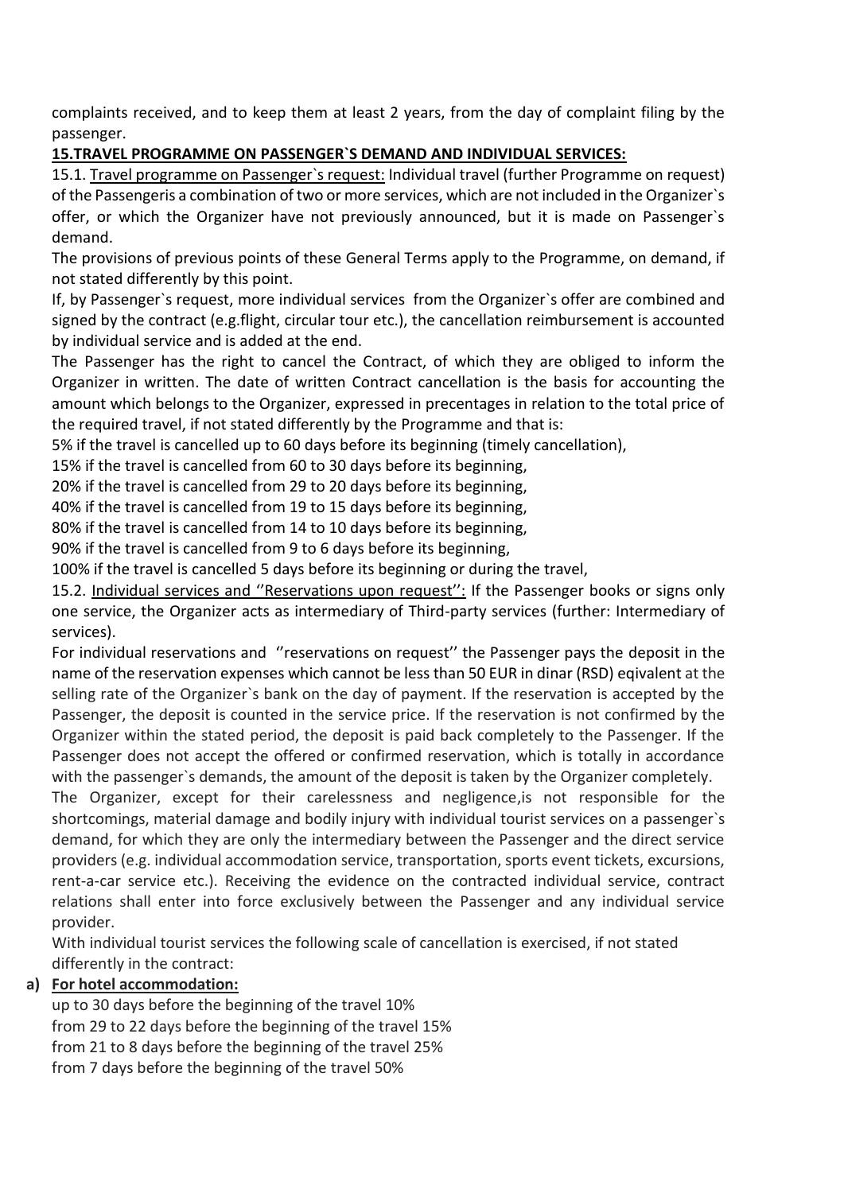complaints received, and to keep them at least 2 years, from the day of complaint filing by the passenger.

**15.TRAVEL PROGRAMME ON PASSENGER`S DEMAND AND INDIVIDUAL SERVICES:**

15.1. Travel programme on Passenger`s request: Individual travel (further Programme on request) of the Passengeris a combination of two or more services, which are not included in the Organizer`s offer, or which the Organizer have not previously announced, but it is made on Passenger`s demand.

The provisions of previous points of these General Terms apply to the Programme, on demand, if not stated differently by this point.

If, by Passenger`s request, more individual services from the Organizer`s offer are combined and signed by the contract (e.g.flight, circular tour etc.), the cancellation reimbursement is accounted by individual service and is added at the end.

The Passenger has the right to cancel the Contract, of which they are obliged to inform the Organizer in written. The date of written Contract cancellation is the basis for accounting the amount which belongs to the Organizer, expressed in precentages in relation to the total price of the required travel, if not stated differently by the Programme and that is:

5% if the travel is cancelled up to 60 days before its beginning (timely cancellation),
15% if the travel is cancelled from 60 to 30 days before its beginning,
20% if the travel is cancelled from 29 to 20 days before its beginning,
40% if the travel is cancelled from 19 to 15 days before its beginning,
80% if the travel is cancelled from 14 to 10 days before its beginning,
90% if the travel is cancelled from 9 to 6 days before its beginning,
100% if the travel is cancelled 5 days before its beginning or during the travel,

15.2. Individual services and ''Reservations upon request'': If the Passenger books or signs only one service, the Organizer acts as intermediary of Third-party services (further: Intermediary of services).

For individual reservations and ''reservations on request'' the Passenger pays the deposit in the name of the reservation expenses which cannot be less than 50 EUR in dinar (RSD) eqivalent at the selling rate of the Organizer`s bank on the day of payment. If the reservation is accepted by the Passenger, the deposit is counted in the service price. If the reservation is not confirmed by the Organizer within the stated period, the deposit is paid back completely to the Passenger. If the Passenger does not accept the offered or confirmed reservation, which is totally in accordance with the passenger`s demands, the amount of the deposit is taken by the Organizer completely.

The Organizer, except for their carelessness and negligence,is not responsible for the shortcomings, material damage and bodily injury with individual tourist services on a passenger`s demand, for which they are only the intermediary between the Passenger and the direct service providers (e.g. individual accommodation service, transportation, sports event tickets, excursions, rent-a-car service etc.). Receiving the evidence on the contracted individual service, contract relations shall enter into force exclusively between the Passenger and any individual service provider.

With individual tourist services the following scale of cancellation is exercised, if not stated differently in the contract:

**a) For hotel accommodation:**

up to 30 days before the beginning of the travel 10%
from 29 to 22 days before the beginning of the travel 15%
from 21 to 8 days before the beginning of the travel 25%
from 7 days before the beginning of the travel 50%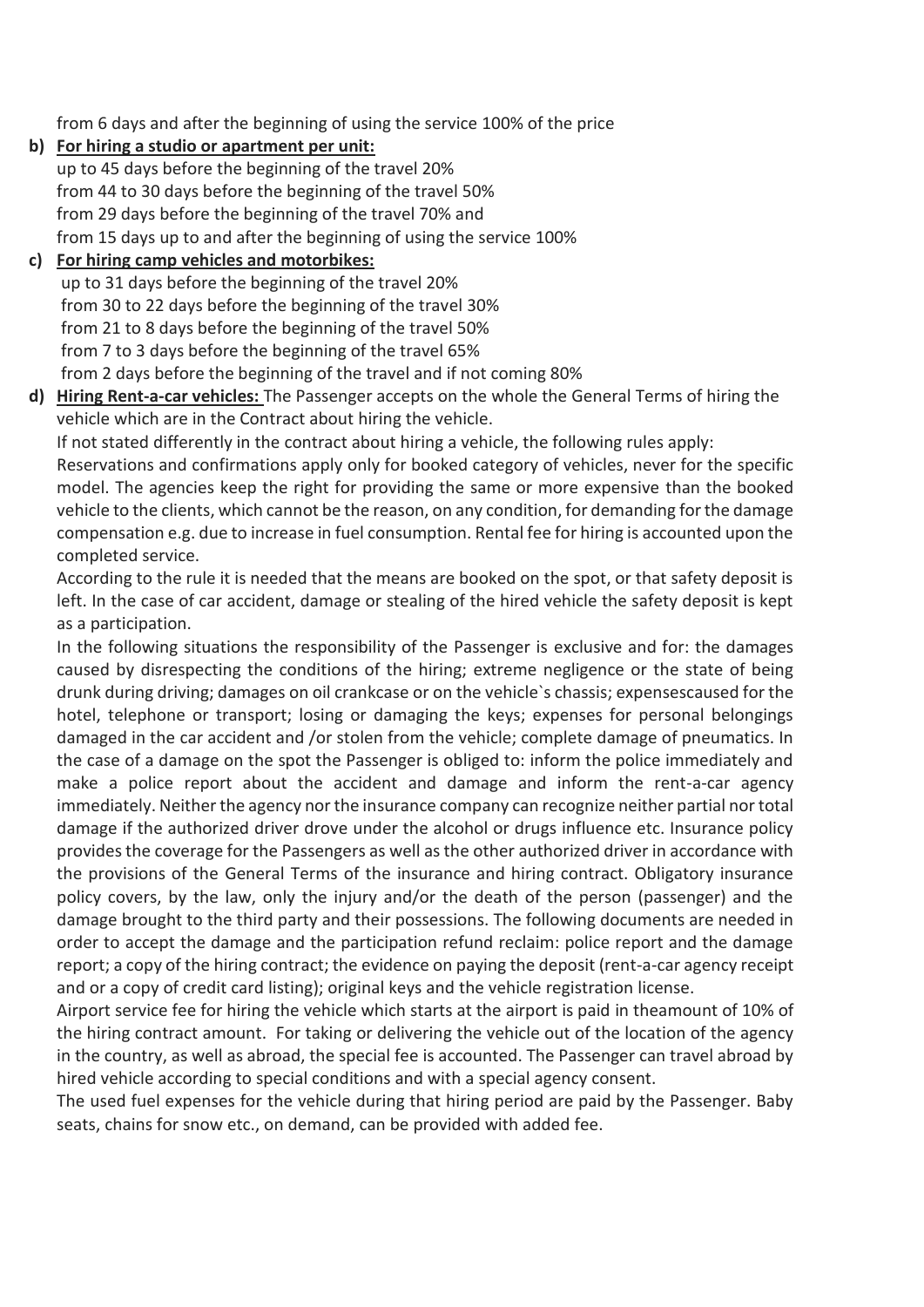from 6 days and after the beginning of using the service 100% of the price

**b) For hiring a studio or apartment per unit:**

up to 45 days before the beginning of the travel 20%
from 44 to 30 days before the beginning of the travel 50%
from 29 days before the beginning of the travel 70% and
from 15 days up to and after the beginning of using the service 100%

**c) For hiring camp vehicles and motorbikes:**

up to 31 days before the beginning of the travel 20%
from 30 to 22 days before the beginning of the travel 30%
from 21 to 8 days before the beginning of the travel 50%
from 7 to 3 days before the beginning of the travel 65%
from 2 days before the beginning of the travel and if not coming 80%

**d) Hiring Rent-a-car vehicles:** The Passenger accepts on the whole the General Terms of hiring the vehicle which are in the Contract about hiring the vehicle.

If not stated differently in the contract about hiring a vehicle, the following rules apply:

Reservations and confirmations apply only for booked category of vehicles, never for the specific model. The agencies keep the right for providing the same or more expensive than the booked vehicle to the clients, which cannot be the reason, on any condition, for demanding for the damage compensation e.g. due to increase in fuel consumption. Rental fee for hiring is accounted upon the completed service.

According to the rule it is needed that the means are booked on the spot, or that safety deposit is left. In the case of car accident, damage or stealing of the hired vehicle the safety deposit is kept as a participation.

In the following situations the responsibility of the Passenger is exclusive and for: the damages caused by disrespecting the conditions of the hiring; extreme negligence or the state of being drunk during driving; damages on oil crankcase or on the vehicle`s chassis; expensescaused for the hotel, telephone or transport; losing or damaging the keys; expenses for personal belongings damaged in the car accident and /or stolen from the vehicle; complete damage of pneumatics. In the case of a damage on the spot the Passenger is obliged to: inform the police immediately and make a police report about the accident and damage and inform the rent-a-car agency immediately. Neither the agency nor the insurance company can recognize neither partial nor total damage if the authorized driver drove under the alcohol or drugs influence etc. Insurance policy provides the coverage for the Passengers as well as the other authorized driver in accordance with the provisions of the General Terms of the insurance and hiring contract. Obligatory insurance policy covers, by the law, only the injury and/or the death of the person (passenger) and the damage brought to the third party and their possessions. The following documents are needed in order to accept the damage and the participation refund reclaim: police report and the damage report; a copy of the hiring contract; the evidence on paying the deposit (rent-a-car agency receipt and or a copy of credit card listing); original keys and the vehicle registration license.

Airport service fee for hiring the vehicle which starts at the airport is paid in theamount of 10% of the hiring contract amount. For taking or delivering the vehicle out of the location of the agency in the country, as well as abroad, the special fee is accounted. The Passenger can travel abroad by hired vehicle according to special conditions and with a special agency consent.

The used fuel expenses for the vehicle during that hiring period are paid by the Passenger. Baby seats, chains for snow etc., on demand, can be provided with added fee.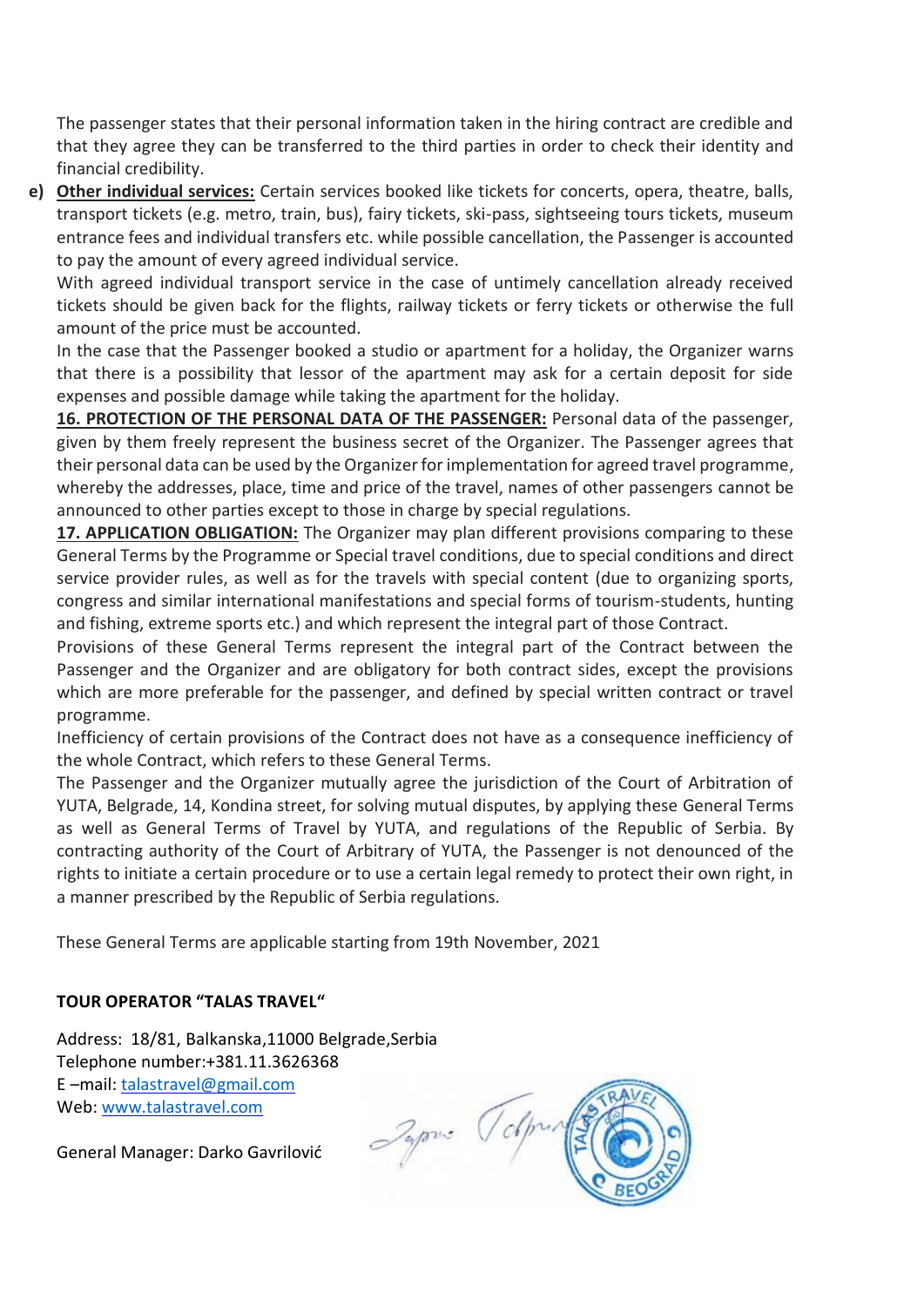The passenger states that their personal information taken in the hiring contract are credible and that they agree they can be transferred to the third parties in order to check their identity and financial credibility.

**e)** **Other individual services:** Certain services booked like tickets for concerts, opera, theatre, balls, transport tickets (e.g. metro, train, bus), fairy tickets, ski-pass, sightseeing tours tickets, museum entrance fees and individual transfers etc. while possible cancellation, the Passenger is accounted to pay the amount of every agreed individual service.

With agreed individual transport service in the case of untimely cancellation already received tickets should be given back for the flights, railway tickets or ferry tickets or otherwise the full amount of the price must be accounted.

In the case that the Passenger booked a studio or apartment for a holiday, the Organizer warns that there is a possibility that lessor of the apartment may ask for a certain deposit for side expenses and possible damage while taking the apartment for the holiday.

**16. PROTECTION OF THE PERSONAL DATA OF THE PASSENGER:** Personal data of the passenger, given by them freely represent the business secret of the Organizer. The Passenger agrees that their personal data can be used by the Organizer for implementation for agreed travel programme, whereby the addresses, place, time and price of the travel, names of other passengers cannot be announced to other parties except to those in charge by special regulations.

**17. APPLICATION OBLIGATION:** The Organizer may plan different provisions comparing to these General Terms by the Programme or Special travel conditions, due to special conditions and direct service provider rules, as well as for the travels with special content (due to organizing sports, congress and similar international manifestations and special forms of tourism-students, hunting and fishing, extreme sports etc.) and which represent the integral part of those Contract.

Provisions of these General Terms represent the integral part of the Contract between the Passenger and the Organizer and are obligatory for both contract sides, except the provisions which are more preferable for the passenger, and defined by special written contract or travel programme.

Inefficiency of certain provisions of the Contract does not have as a consequence inefficiency of the whole Contract, which refers to these General Terms.

The Passenger and the Organizer mutually agree the jurisdiction of the Court of Arbitration of YUTA, Belgrade, 14, Kondina street, for solving mutual disputes, by applying these General Terms as well as General Terms of Travel by YUTA, and regulations of the Republic of Serbia. By contracting authority of the Court of Arbitrary of YUTA, the Passenger is not denounced of the rights to initiate a certain procedure or to use a certain legal remedy to protect their own right, in a manner prescribed by the Republic of Serbia regulations.

These General Terms are applicable starting from 19th November, 2021

**TOUR OPERATOR "TALAS TRAVEL"**

Address: 18/81, Balkanska,11000 Belgrade,Serbia
Telephone number:+381.11.3626368
E –mail: talastravel@gmail.com
Web: www.talastravel.com

General Manager: Darko Gavrilović